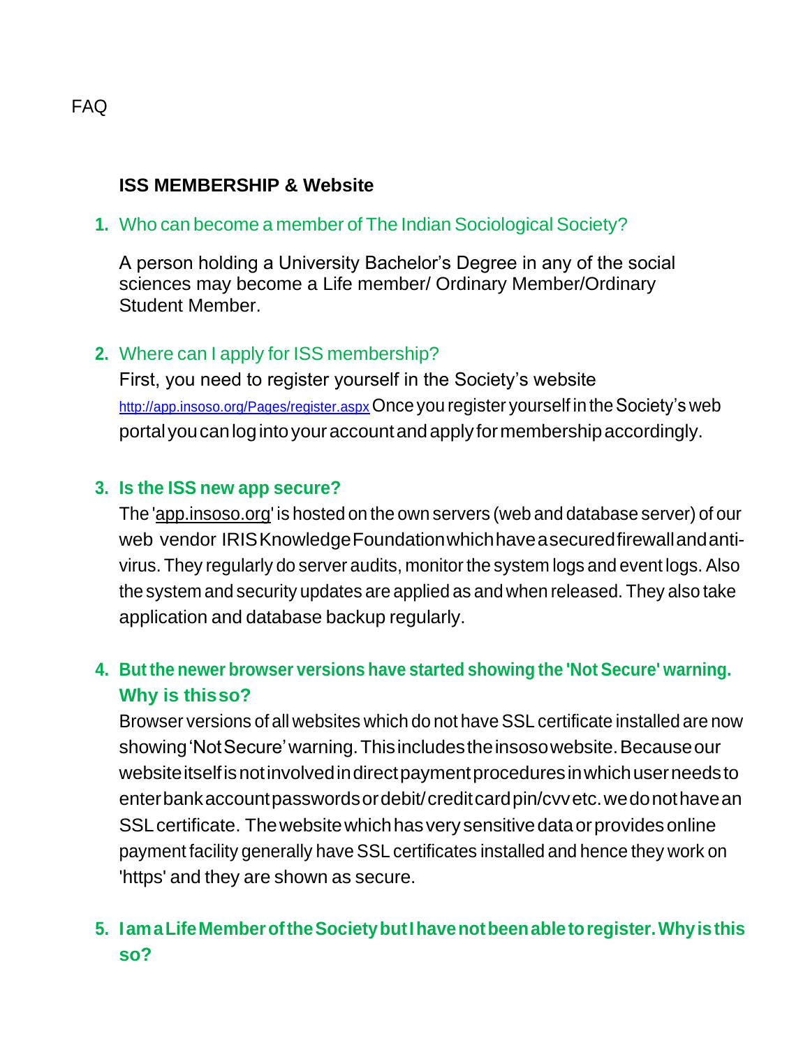FAQ

## ISS MEMBERSHIP & Website

1. Who can become a member of The Indian Sociological Society?

   A person holding a University Bachelor's Degree in any of the social sciences may become a Life member/ Ordinary Member/Ordinary Student Member.

2. Where can I apply for ISS membership?

   First, you need to register yourself in the Society's website http://app.insoso.org/Pages/register.aspx Once you register yourself in the Society's web portal you can log into your account and apply for membership accordingly.

3. **Is the ISS new app secure?**

   The 'app.insoso.org' is hosted on the own servers (web and database server) of our web vendor IRIS Knowledge Foundation which have a secured firewall and anti-virus. They regularly do server audits, monitor the system logs and event logs. Also the system and security updates are applied as and when released. They also take application and database backup regularly.

4. **But the newer browser versions have started showing the 'Not Secure' warning. Why is this so?**

   Browser versions of all websites which do not have SSL certificate installed are now showing 'Not Secure' warning. This includes the insoso website. Because our website itself is not involved in direct payment procedures in which user needs to enter bank account passwords or debit/ credit card pin/cvv etc. we do not have an SSL certificate. The website which has very sensitive data or provides online payment facility generally have SSL certificates installed and hence they work on 'https' and they are shown as secure.

5. **I am a Life Member of the Society but I have not been able to register. Why is this so?**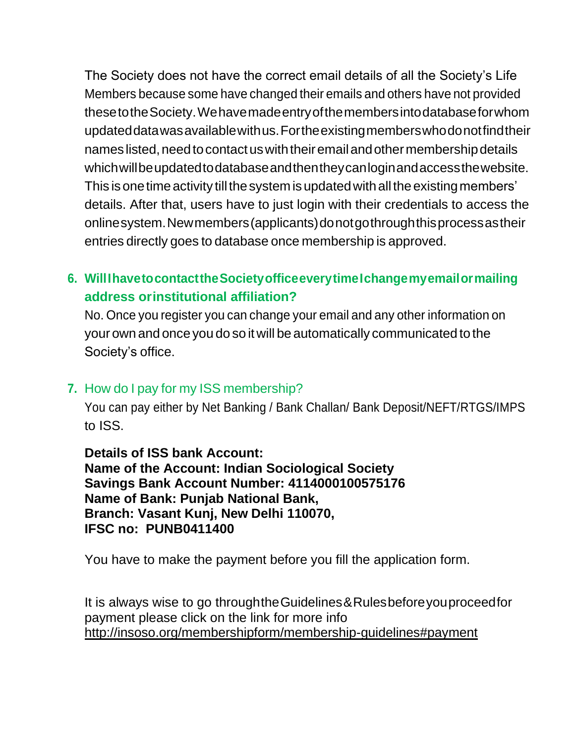The Society does not have the correct email details of all the Society's Life Members because some have changed their emails and others have not provided these to the Society. We have made entry of the members into database for whom updated data was available with us. For the existing members who do not find their names listed, need to contact us with their email and other membership details which will be updated to database and then they can login and access the website. This is one time activity till the system is updated with all the existing members' details. After that, users have to just login with their credentials to access the online system. New members (applicants) do not go through this process as their entries directly goes to database once membership is approved.

### 6. Will I have to contact the Society office every time I change my email or mailing address or institutional affiliation?

No. Once you register you can change your email and any other information on your own and once you do so it will be automatically communicated to the Society's office.

### 7. How do I pay for my ISS membership?

You can pay either by Net Banking / Bank Challan/ Bank Deposit/NEFT/RTGS/IMPS to ISS.

**Details of ISS bank Account:**
**Name of the Account: Indian Sociological Society**
**Savings Bank Account Number: 4114000100575176**
**Name of Bank: Punjab National Bank,**
**Branch: Vasant Kunj, New Delhi 110070,**
**IFSC no: PUNB0411400**

You have to make the payment before you fill the application form.

It is always wise to go through the Guidelines & Rules before you proceed for payment please click on the link for more info
http://insoso.org/membershipform/membership-guidelines#payment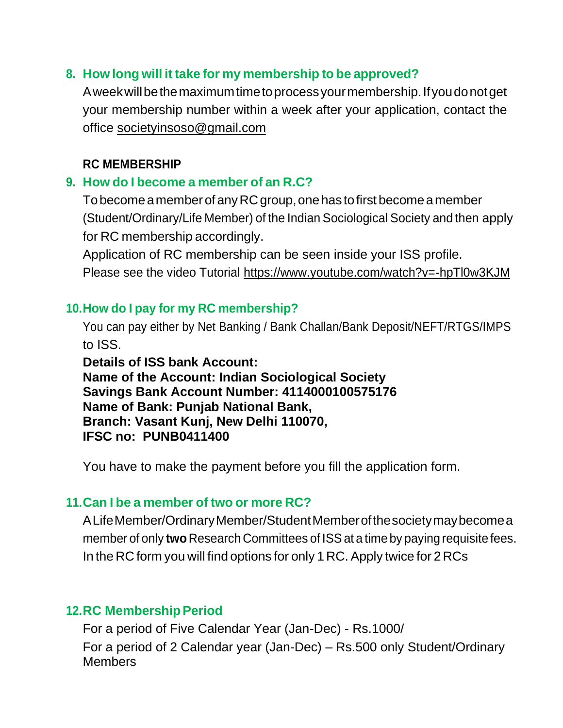### 8. How long will it take for my membership to be approved?

A week will be the maximum time to process your membership. If you do not get your membership number within a week after your application, contact the office societyinsoso@gmail.com

**RC MEMBERSHIP**

### 9. How do I become a member of an R.C?

To become a member of any RC group, one has to first become a member (Student/Ordinary/Life Member) of the Indian Sociological Society and then apply for RC membership accordingly.

Application of RC membership can be seen inside your ISS profile.

Please see the video Tutorial https://www.youtube.com/watch?v=-hpTl0w3KJM

### 10. How do I pay for my RC membership?

You can pay either by Net Banking / Bank Challan/Bank Deposit/NEFT/RTGS/IMPS to ISS.

**Details of ISS bank Account:**
**Name of the Account: Indian Sociological Society**
**Savings Bank Account Number: 4114000100575176**
**Name of Bank: Punjab National Bank,**
**Branch: Vasant Kunj, New Delhi 110070,**
**IFSC no: PUNB0411400**

You have to make the payment before you fill the application form.

### 11. Can I be a member of two or more RC?

A Life Member/Ordinary Member/Student Member of the society may become a member of only **two** Research Committees of ISS at a time by paying requisite fees. In the RC form you will find options for only 1 RC. Apply twice for 2 RCs

### 12. RC Membership Period

For a period of Five Calendar Year (Jan-Dec) - Rs.1000/

For a period of 2 Calendar year (Jan-Dec) – Rs.500 only Student/Ordinary Members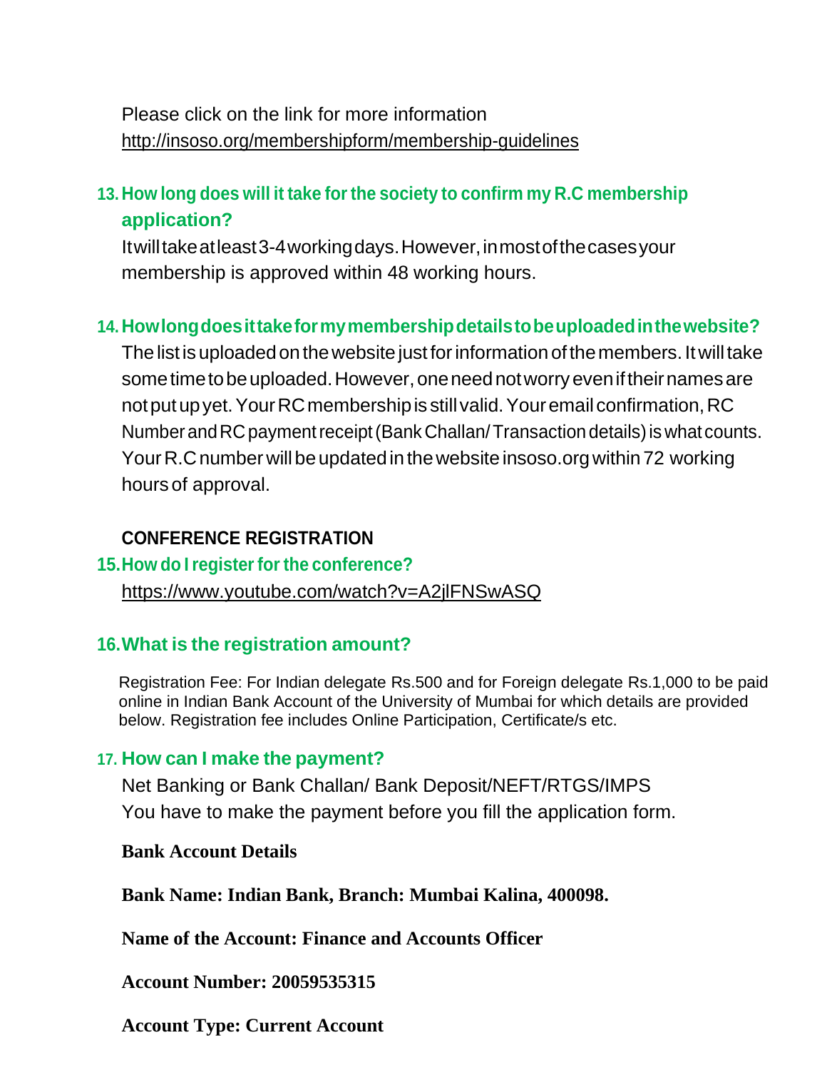Please click on the link for more information
http://insoso.org/membershipform/membership-guidelines

### 13. How long does will it take for the society to confirm my R.C membership application?

It will take at least 3-4 working days. However, in most of the cases your membership is approved within 48 working hours.

### 14. How long does it take for my membership details to be uploaded in the website?

The list is uploaded on the website just for information of the members. It will take some time to be uploaded. However, one need not worry even if their names are not put up yet. Your RC membership is still valid. Your email confirmation, RC Number and RC payment receipt (Bank Challan/ Transaction details) is what counts. Your R.C number will be updated in the website insoso.org within 72 working hours of approval.

## CONFERENCE REGISTRATION

### 15. How do I register for the conference?

https://www.youtube.com/watch?v=A2jlFNSwASQ

### 16. What is the registration amount?

Registration Fee: For Indian delegate Rs.500 and for Foreign delegate Rs.1,000 to be paid online in Indian Bank Account of the University of Mumbai for which details are provided below. Registration fee includes Online Participation, Certificate/s etc.

### 17. How can I make the payment?

Net Banking or Bank Challan/ Bank Deposit/NEFT/RTGS/IMPS
You have to make the payment before you fill the application form.

**Bank Account Details**

**Bank Name: Indian Bank, Branch: Mumbai Kalina, 400098.**

**Name of the Account: Finance and Accounts Officer**

**Account Number: 20059535315**

**Account Type: Current Account**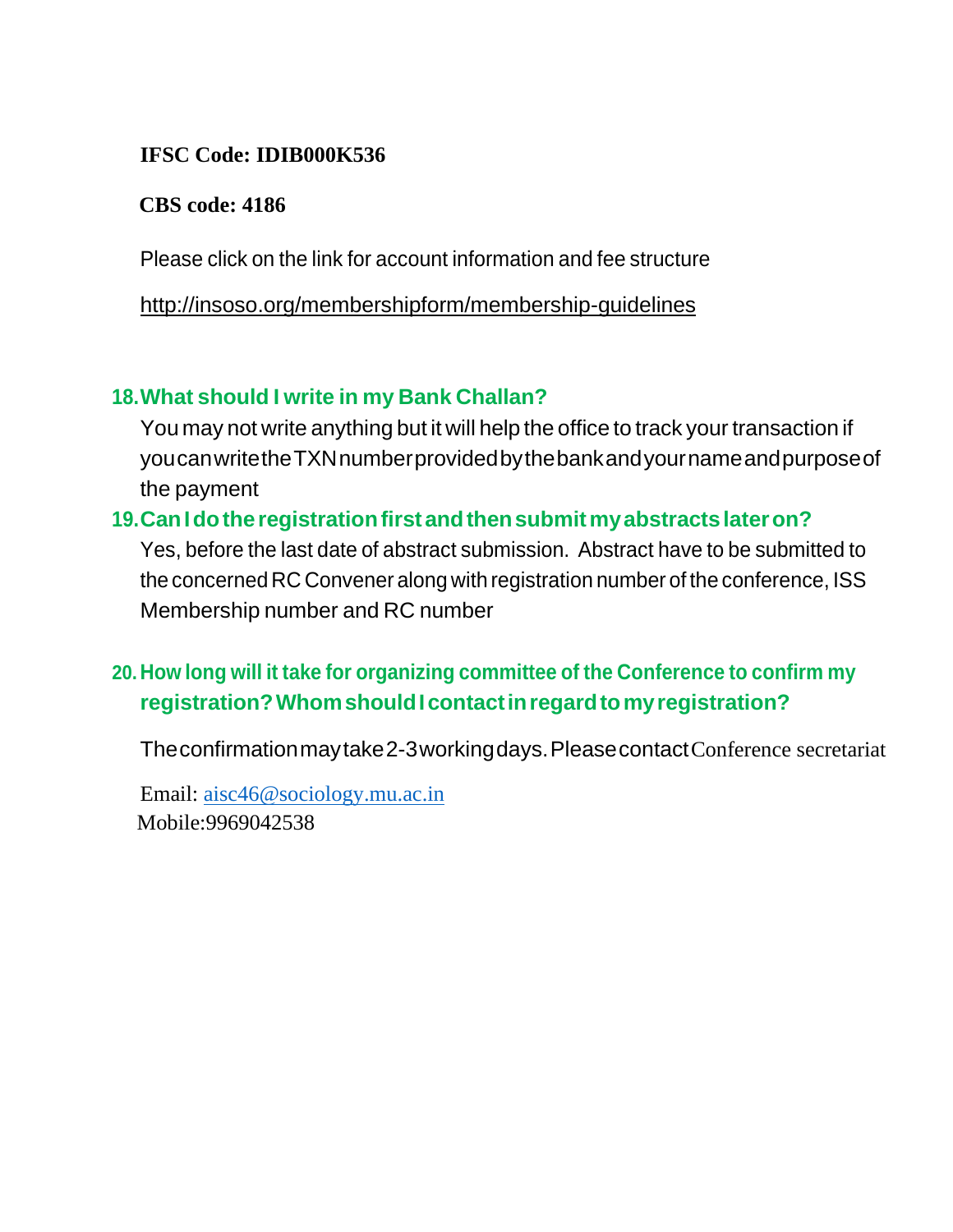**IFSC Code: IDIB000K536**

**CBS code: 4186**

Please click on the link for account information and fee structure

http://insoso.org/membershipform/membership-guidelines

### 18. What should I write in my Bank Challan?

You may not write anything but it will help the office to track your transaction if you can write the TXN number provided by the bank and your name and purpose of the payment

### 19. Can I do the registration first and then submit my abstracts later on?

Yes, before the last date of abstract submission. Abstract have to be submitted to the concerned RC Convener along with registration number of the conference, ISS Membership number and RC number

### 20. How long will it take for organizing committee of the Conference to confirm my registration? Whom should I contact in regard to my registration?

The confirmation may take 2-3 working days. Please contact Conference secretariat

Email: aisc46@sociology.mu.ac.in
Mobile:9969042538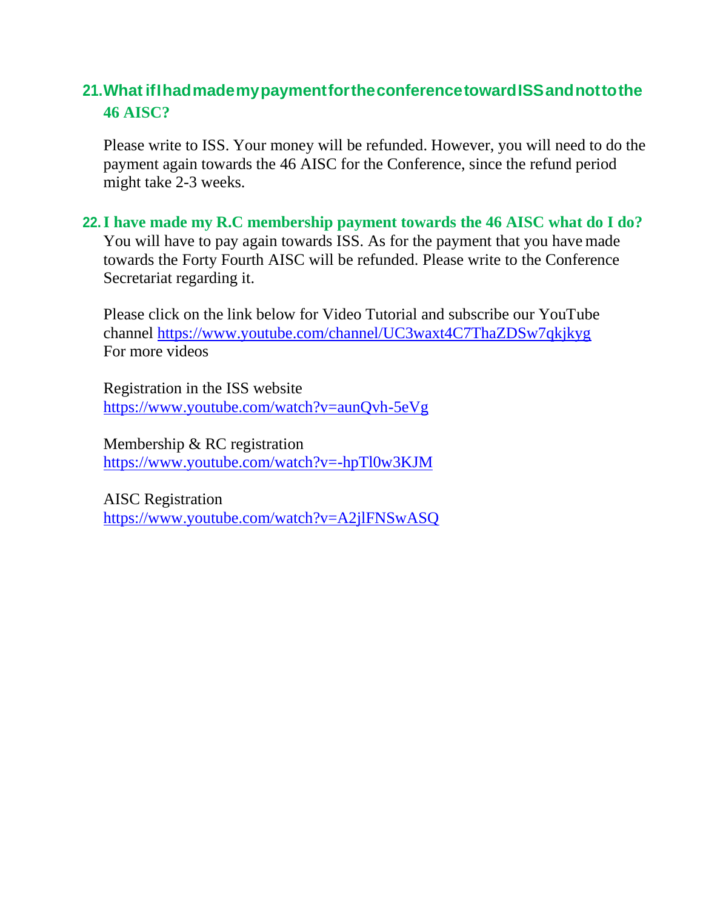### 21. What if I had made my payment for the conference toward ISS and not to the 46 AISC?

Please write to ISS. Your money will be refunded. However, you will need to do the payment again towards the 46 AISC for the Conference, since the refund period might take 2-3 weeks.

### 22. I have made my R.C membership payment towards the 46 AISC what do I do?

You will have to pay again towards ISS. As for the payment that you have made towards the Forty Fourth AISC will be refunded. Please write to the Conference Secretariat regarding it.

Please click on the link below for Video Tutorial and subscribe our YouTube channel https://www.youtube.com/channel/UC3waxt4C7ThaZDSw7qkjkyg For more videos

Registration in the ISS website
https://www.youtube.com/watch?v=aunQvh-5eVg

Membership & RC registration
https://www.youtube.com/watch?v=-hpTl0w3KJM

AISC Registration
https://www.youtube.com/watch?v=A2jlFNSwASQ